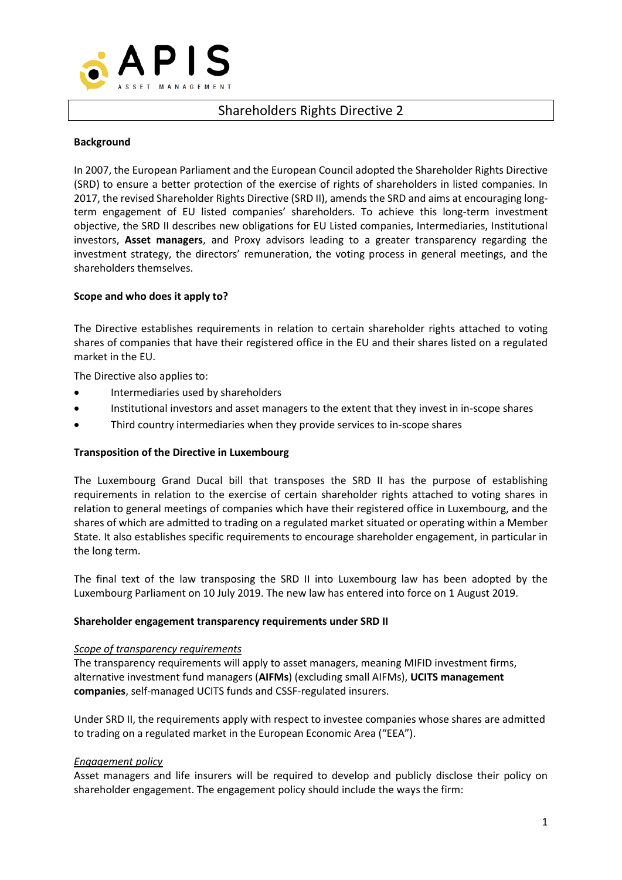# Shareholders Rights Directive 2

**Background**

In 2007, the European Parliament and the European Council adopted the Shareholder Rights Directive (SRD) to ensure a better protection of the exercise of rights of shareholders in listed companies. In 2017, the revised Shareholder Rights Directive (SRD II), amends the SRD and aims at encouraging long-term engagement of EU listed companies' shareholders. To achieve this long-term investment objective, the SRD II describes new obligations for EU Listed companies, Intermediaries, Institutional investors, **Asset managers**, and Proxy advisors leading to a greater transparency regarding the investment strategy, the directors' remuneration, the voting process in general meetings, and the shareholders themselves.

**Scope and who does it apply to?**

The Directive establishes requirements in relation to certain shareholder rights attached to voting shares of companies that have their registered office in the EU and their shares listed on a regulated market in the EU.

The Directive also applies to:

- Intermediaries used by shareholders
- Institutional investors and asset managers to the extent that they invest in in-scope shares
- Third country intermediaries when they provide services to in-scope shares

**Transposition of the Directive in Luxembourg**

The Luxembourg Grand Ducal bill that transposes the SRD II has the purpose of establishing requirements in relation to the exercise of certain shareholder rights attached to voting shares in relation to general meetings of companies which have their registered office in Luxembourg, and the shares of which are admitted to trading on a regulated market situated or operating within a Member State. It also establishes specific requirements to encourage shareholder engagement, in particular in the long term.

The final text of the law transposing the SRD II into Luxembourg law has been adopted by the Luxembourg Parliament on 10 July 2019. The new law has entered into force on 1 August 2019.

**Shareholder engagement transparency requirements under SRD II**

*Scope of transparency requirements*

The transparency requirements will apply to asset managers, meaning MIFID investment firms, alternative investment fund managers (**AIFMs**) (excluding small AIFMs), **UCITS management companies**, self-managed UCITS funds and CSSF-regulated insurers.

Under SRD II, the requirements apply with respect to investee companies whose shares are admitted to trading on a regulated market in the European Economic Area ("EEA").

*Engagement policy*

Asset managers and life insurers will be required to develop and publicly disclose their policy on shareholder engagement. The engagement policy should include the ways the firm: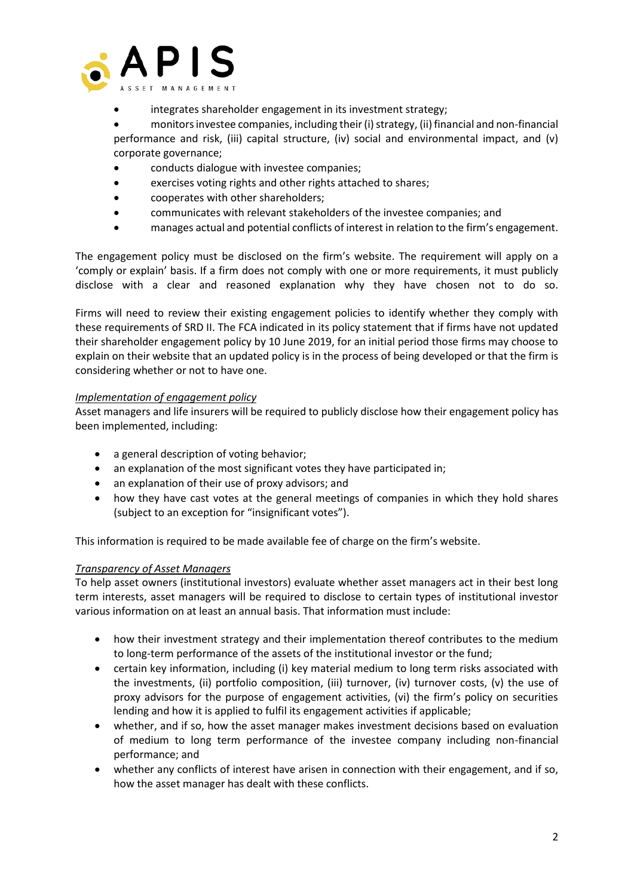- integrates shareholder engagement in its investment strategy;
- monitors investee companies, including their (i) strategy, (ii) financial and non-financial performance and risk, (iii) capital structure, (iv) social and environmental impact, and (v) corporate governance;
- conducts dialogue with investee companies;
- exercises voting rights and other rights attached to shares;
- cooperates with other shareholders;
- communicates with relevant stakeholders of the investee companies; and
- manages actual and potential conflicts of interest in relation to the firm's engagement.

The engagement policy must be disclosed on the firm's website. The requirement will apply on a 'comply or explain' basis. If a firm does not comply with one or more requirements, it must publicly disclose with a clear and reasoned explanation why they have chosen not to do so.

Firms will need to review their existing engagement policies to identify whether they comply with these requirements of SRD II. The FCA indicated in its policy statement that if firms have not updated their shareholder engagement policy by 10 June 2019, for an initial period those firms may choose to explain on their website that an updated policy is in the process of being developed or that the firm is considering whether or not to have one.

*Implementation of engagement policy*
Asset managers and life insurers will be required to publicly disclose how their engagement policy has been implemented, including:

- a general description of voting behavior;
- an explanation of the most significant votes they have participated in;
- an explanation of their use of proxy advisors; and
- how they have cast votes at the general meetings of companies in which they hold shares (subject to an exception for "insignificant votes").

This information is required to be made available fee of charge on the firm's website.

*Transparency of Asset Managers*
To help asset owners (institutional investors) evaluate whether asset managers act in their best long term interests, asset managers will be required to disclose to certain types of institutional investor various information on at least an annual basis. That information must include:

- how their investment strategy and their implementation thereof contributes to the medium to long-term performance of the assets of the institutional investor or the fund;
- certain key information, including (i) key material medium to long term risks associated with the investments, (ii) portfolio composition, (iii) turnover, (iv) turnover costs, (v) the use of proxy advisors for the purpose of engagement activities, (vi) the firm's policy on securities lending and how it is applied to fulfil its engagement activities if applicable;
- whether, and if so, how the asset manager makes investment decisions based on evaluation of medium to long term performance of the investee company including non-financial performance; and
- whether any conflicts of interest have arisen in connection with their engagement, and if so, how the asset manager has dealt with these conflicts.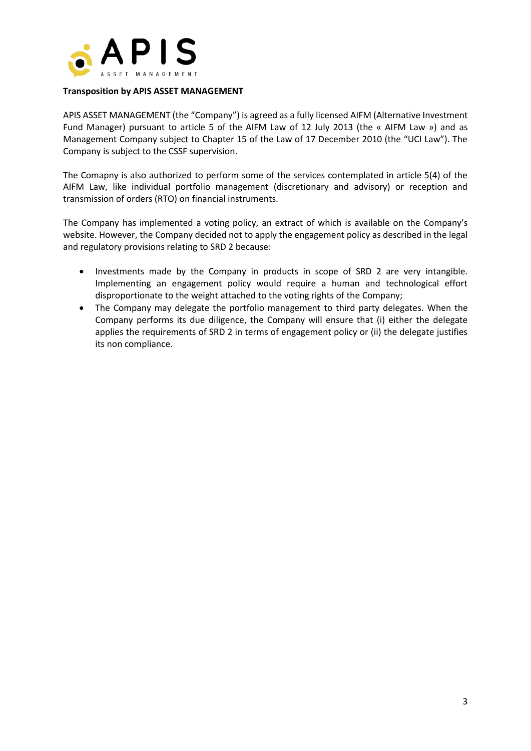**Transposition by APIS ASSET MANAGEMENT**

APIS ASSET MANAGEMENT (the "Company") is agreed as a fully licensed AIFM (Alternative Investment Fund Manager) pursuant to article 5 of the AIFM Law of 12 July 2013 (the « AIFM Law ») and as Management Company subject to Chapter 15 of the Law of 17 December 2010 (the "UCI Law"). The Company is subject to the CSSF supervision.

The Comapny is also authorized to perform some of the services contemplated in article 5(4) of the AIFM Law, like individual portfolio management (discretionary and advisory) or reception and transmission of orders (RTO) on financial instruments.

The Company has implemented a voting policy, an extract of which is available on the Company's website. However, the Company decided not to apply the engagement policy as described in the legal and regulatory provisions relating to SRD 2 because:

- Investments made by the Company in products in scope of SRD 2 are very intangible. Implementing an engagement policy would require a human and technological effort disproportionate to the weight attached to the voting rights of the Company;
- The Company may delegate the portfolio management to third party delegates. When the Company performs its due diligence, the Company will ensure that (i) either the delegate applies the requirements of SRD 2 in terms of engagement policy or (ii) the delegate justifies its non compliance.